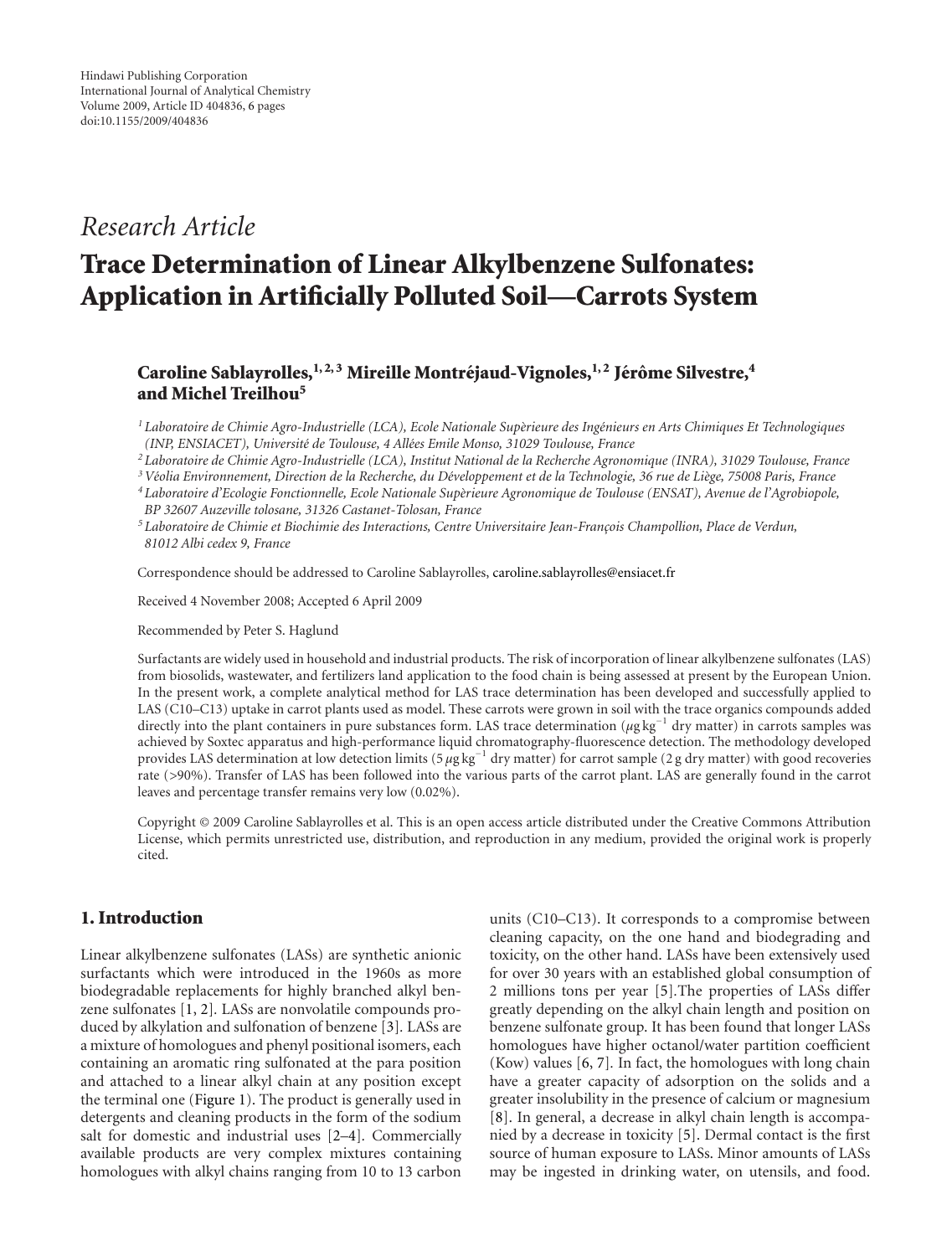Hindawi Publishing Corporation
International Journal of Analytical Chemistry
Volume 2009, Article ID 404836, 6 pages
doi:10.1155/2009/404836

*Research Article*

# Trace Determination of Linear Alkylbenzene Sulfonates: Application in Artificially Polluted Soil—Carrots System

**Caroline Sablayrolles,[1, 2, 3] Mireille Montréjaud-Vignoles,[1, 2] Jérôme Silvestre,[4] and Michel Treilhou[5]**

[1] *Laboratoire de Chimie Agro-Industrielle (LCA), Ecole Nationale Supèrieure des Ingénieurs en Arts Chimiques Et Technologiques (INP, ENSIACET), Université de Toulouse, 4 Allées Emile Monso, 31029 Toulouse, France*
[2] *Laboratoire de Chimie Agro-Industrielle (LCA), Institut National de la Recherche Agronomique (INRA), 31029 Toulouse, France*
[3] *Véolia Environnement, Direction de la Recherche, du Développement et de la Technologie, 36 rue de Liège, 75008 Paris, France*
[4] *Laboratoire d'Ecologie Fonctionnelle, Ecole Nationale Supèrieure Agronomique de Toulouse (ENSAT), Avenue de l'Agrobiopole, BP 32607 Auzeville tolosane, 31326 Castanet-Tolosan, France*
[5] *Laboratoire de Chimie et Biochimie des Interactions, Centre Universitaire Jean-François Champollion, Place de Verdun, 81012 Albi cedex 9, France*

Correspondence should be addressed to Caroline Sablayrolles, caroline.sablayrolles@ensiacet.fr

Received 4 November 2008; Accepted 6 April 2009

Recommended by Peter S. Haglund

Surfactants are widely used in household and industrial products. The risk of incorporation of linear alkylbenzene sulfonates (LAS) from biosolids, wastewater, and fertilizers land application to the food chain is being assessed at present by the European Union. In the present work, a complete analytical method for LAS trace determination has been developed and successfully applied to LAS (C10–C13) uptake in carrot plants used as model. These carrots were grown in soil with the trace organics compounds added directly into the plant containers in pure substances form. LAS trace determination ($\mu$g kg$^{-1}$ dry matter) in carrots samples was achieved by Soxtec apparatus and high-performance liquid chromatography-fluorescence detection. The methodology developed provides LAS determination at low detection limits (5 $\mu$g kg$^{-1}$ dry matter) for carrot sample (2 g dry matter) with good recoveries rate (>90%). Transfer of LAS has been followed into the various parts of the carrot plant. LAS are generally found in the carrot leaves and percentage transfer remains very low (0.02%).

Copyright © 2009 Caroline Sablayrolles et al. This is an open access article distributed under the Creative Commons Attribution License, which permits unrestricted use, distribution, and reproduction in any medium, provided the original work is properly cited.

## 1. Introduction

Linear alkylbenzene sulfonates (LASs) are synthetic anionic surfactants which were introduced in the 1960s as more biodegradable replacements for highly branched alkyl benzene sulfonates [1, 2]. LASs are nonvolatile compounds produced by alkylation and sulfonation of benzene [3]. LASs are a mixture of homologues and phenyl positional isomers, each containing an aromatic ring sulfonated at the para position and attached to a linear alkyl chain at any position except the terminal one (Figure 1). The product is generally used in detergents and cleaning products in the form of the sodium salt for domestic and industrial uses [2–4]. Commercially available products are very complex mixtures containing homologues with alkyl chains ranging from 10 to 13 carbon units (C10–C13). It corresponds to a compromise between cleaning capacity, on the one hand and biodegrading and toxicity, on the other hand. LASs have been extensively used for over 30 years with an established global consumption of 2 millions tons per year [5].The properties of LASs differ greatly depending on the alkyl chain length and position on benzene sulfonate group. It has been found that longer LASs homologues have higher octanol/water partition coefficient (Kow) values [6, 7]. In fact, the homologues with long chain have a greater capacity of adsorption on the solids and a greater insolubility in the presence of calcium or magnesium [8]. In general, a decrease in alkyl chain length is accompanied by a decrease in toxicity [5]. Dermal contact is the first source of human exposure to LASs. Minor amounts of LASs may be ingested in drinking water, on utensils, and food.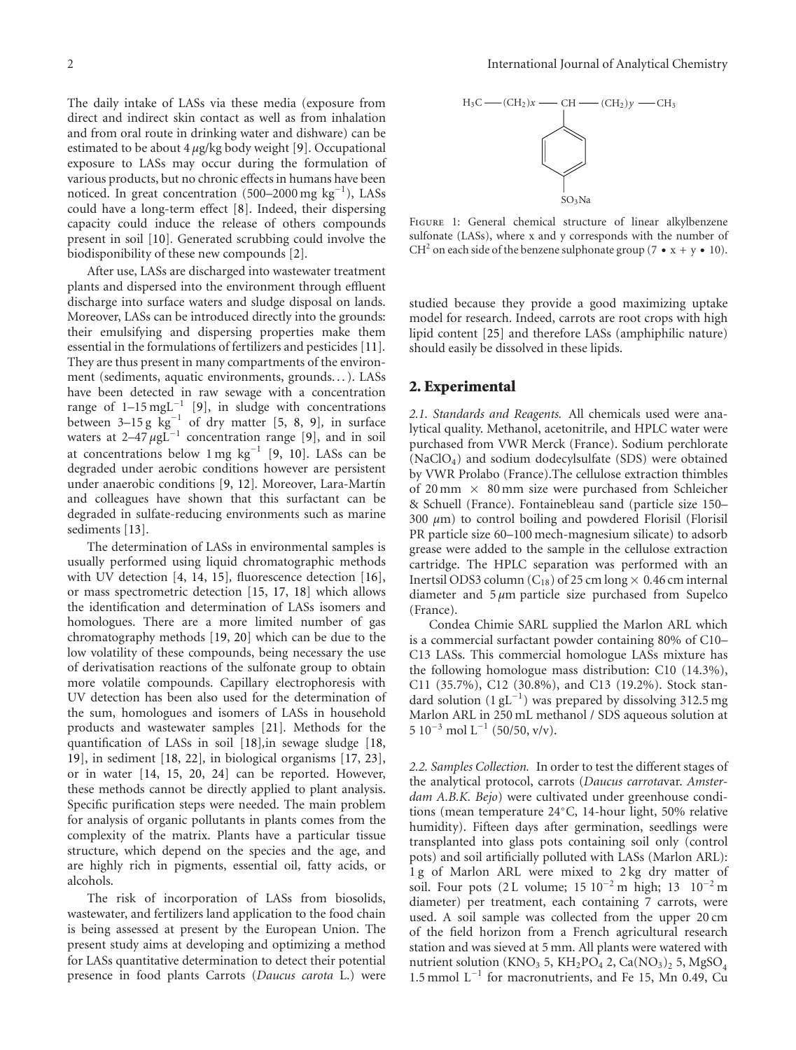The daily intake of LASs via these media (exposure from direct and indirect skin contact as well as from inhalation and from oral route in drinking water and dishware) can be estimated to be about 4 $\mu$g/kg body weight [9]. Occupational exposure to LASs may occur during the formulation of various products, but no chronic effects in humans have been noticed. In great concentration (500–2000 mg $kg^{-1}$), LASs could have a long-term effect [8]. Indeed, their dispersing capacity could induce the release of others compounds present in soil [10]. Generated scrubbing could involve the biodisponibility of these new compounds [2].

After use, LASs are discharged into wastewater treatment plants and dispersed into the environment through effluent discharge into surface waters and sludge disposal on lands. Moreover, LASs can be introduced directly into the grounds: their emulsifying and dispersing properties make them essential in the formulations of fertilizers and pesticides [11]. They are thus present in many compartments of the environment (sediments, aquatic environments, grounds...). LASs have been detected in raw sewage with a concentration range of 1–15 mg$L^{-1}$ [9], in sludge with concentrations between 3–15 g $kg^{-1}$ of dry matter [5, 8, 9], in surface waters at 2–47 $\mu$g$L^{-1}$ concentration range [9], and in soil at concentrations below 1 mg $kg^{-1}$ [9, 10]. LASs can be degraded under aerobic conditions however are persistent under anaerobic conditions [9, 12]. Moreover, Lara-Martín and colleagues have shown that this surfactant can be degraded in sulfate-reducing environments such as marine sediments [13].

The determination of LASs in environmental samples is usually performed using liquid chromatographic methods with UV detection [4, 14, 15], fluorescence detection [16], or mass spectrometric detection [15, 17, 18] which allows the identification and determination of LASs isomers and homologues. There are a more limited number of gas chromatography methods [19, 20] which can be due to the low volatility of these compounds, being necessary the use of derivatisation reactions of the sulfonate group to obtain more volatile compounds. Capillary electrophoresis with UV detection has been also used for the determination of the sum, homologues and isomers of LASs in household products and wastewater samples [21]. Methods for the quantification of LASs in soil [18],in sewage sludge [18, 19], in sediment [18, 22], in biological organisms [17, 23], or in water [14, 15, 20, 24] can be reported. However, these methods cannot be directly applied to plant analysis. Specific purification steps were needed. The main problem for analysis of organic pollutants in plants comes from the complexity of the matrix. Plants have a particular tissue structure, which depend on the species and the age, and are highly rich in pigments, essential oil, fatty acids, or alcohols.

The risk of incorporation of LASs from biosolids, wastewater, and fertilizers land application to the food chain is being assessed at present by the European Union. The present study aims at developing and optimizing a method for LASs quantitative determination to detect their potential presence in food plants Carrots (*Daucus carota* L.) were

$H_3C$ — $(CH_2)x$ — CH — $(CH_2)y$ — $CH_3$ (with benzene ring bearing $SO_3Na$ attached to CH)

Figure 1: General chemical structure of linear alkylbenzene sulfonate (LASs), where x and y corresponds with the number of $CH^2$ on each side of the benzene sulphonate group ($7 \leq x + y \leq 10$).

studied because they provide a good maximizing uptake model for research. Indeed, carrots are root crops with high lipid content [25] and therefore LASs (amphiphilic nature) should easily be dissolved in these lipids.

## 2. Experimental

*2.1. Standards and Reagents.* All chemicals used were analytical quality. Methanol, acetonitrile, and HPLC water were purchased from VWR Merck (France). Sodium perchlorate ($NaClO_4$) and sodium dodecylsulfate (SDS) were obtained by VWR Prolabo (France).The cellulose extraction thimbles of 20 mm × 80 mm size were purchased from Schleicher & Schuell (France). Fontainebleau sand (particle size 150–300 $\mu$m) to control boiling and powdered Florisil (Florisil PR particle size 60–100 mech-magnesium silicate) to adsorb grease were added to the sample in the cellulose extraction cartridge. The HPLC separation was performed with an Inertsil ODS3 column ($C_{18}$) of 25 cm long × 0.46 cm internal diameter and 5 $\mu$m particle size purchased from Supelco (France).

Condea Chimie SARL supplied the Marlon ARL which is a commercial surfactant powder containing 80% of C10–C13 LASs. This commercial homologue LASs mixture has the following homologue mass distribution: C10 (14.3%), C11 (35.7%), C12 (30.8%), and C13 (19.2%). Stock standard solution (1 g$L^{-1}$) was prepared by dissolving 312.5 mg Marlon ARL in 250 mL methanol / SDS aqueous solution at $5\ 10^{-3}$ mol $L^{-1}$ (50/50, v/v).

*2.2. Samples Collection.* In order to test the different stages of the analytical protocol, carrots (*Daucus carota*var. *Amsterdam A.B.K. Bejo*) were cultivated under greenhouse conditions (mean temperature 24°C, 14-hour light, 50% relative humidity). Fifteen days after germination, seedlings were transplanted into glass pots containing soil only (control pots) and soil artificially polluted with LASs (Marlon ARL): 1 g of Marlon ARL were mixed to 2 kg dry matter of soil. Four pots (2 L volume; $15\ 10^{-2}$ m high; $13\ 10^{-2}$ m diameter) per treatment, each containing 7 carrots, were used. A soil sample was collected from the upper 20 cm of the field horizon from a French agricultural research station and was sieved at 5 mm. All plants were watered with nutrient solution ($KNO_3$ 5, $KH_2PO_4$ 2, $Ca(NO_3)_2$ 5, $MgSO_4$ 1.5 mmol $L^{-1}$ for macronutrients, and Fe 15, Mn 0.49, Cu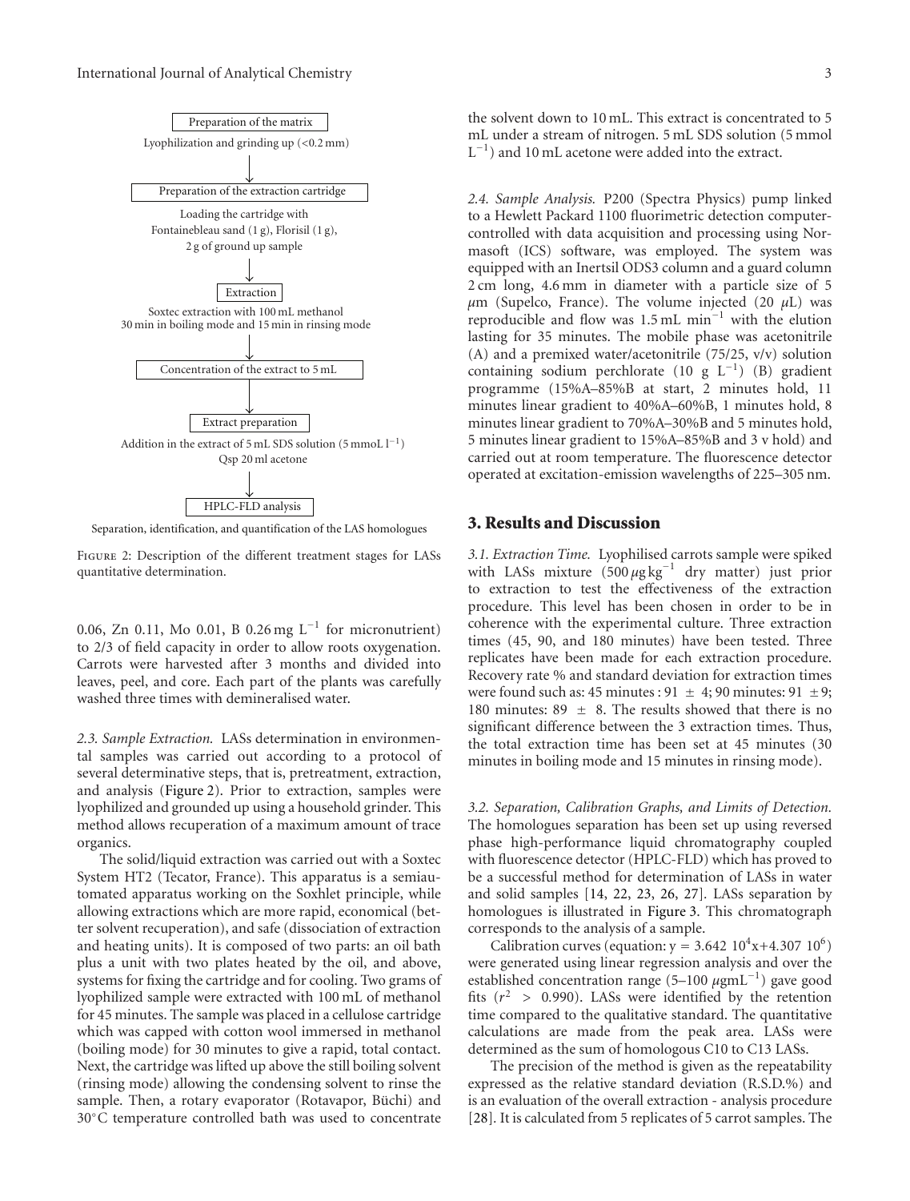Preparation of the matrix

Lyophilization and grinding up (<0.2 mm)

↓

Preparation of the extraction cartridge

Loading the cartridge with Fontainebleau sand (1 g), Florisil (1 g), 2 g of ground up sample

↓

Extraction

Soxtec extraction with 100 mL methanol 30 min in boiling mode and 15 min in rinsing mode

↓

Concentration of the extract to 5 mL

↓

Extract preparation

Addition in the extract of 5 mL SDS solution (5 mmoL $l^{-1}$) Qsp 20 ml acetone

↓

HPLC-FLD analysis

Separation, identification, and quantification of the LAS homologues

Figure 2: Description of the different treatment stages for LASs quantitative determination.

0.06, Zn 0.11, Mo 0.01, B 0.26 mg $L^{-1}$ for micronutrient) to 2/3 of field capacity in order to allow roots oxygenation. Carrots were harvested after 3 months and divided into leaves, peel, and core. Each part of the plants was carefully washed three times with demineralised water.

*2.3. Sample Extraction.* LASs determination in environmental samples was carried out according to a protocol of several determinative steps, that is, pretreatment, extraction, and analysis (Figure 2). Prior to extraction, samples were lyophilized and grounded up using a household grinder. This method allows recuperation of a maximum amount of trace organics.

The solid/liquid extraction was carried out with a Soxtec System HT2 (Tecator, France). This apparatus is a semiautomated apparatus working on the Soxhlet principle, while allowing extractions which are more rapid, economical (better solvent recuperation), and safe (dissociation of extraction and heating units). It is composed of two parts: an oil bath plus a unit with two plates heated by the oil, and above, systems for fixing the cartridge and for cooling. Two grams of lyophilized sample were extracted with 100 mL of methanol for 45 minutes. The sample was placed in a cellulose cartridge which was capped with cotton wool immersed in methanol (boiling mode) for 30 minutes to give a rapid, total contact. Next, the cartridge was lifted up above the still boiling solvent (rinsing mode) allowing the condensing solvent to rinse the sample. Then, a rotary evaporator (Rotavapor, Büchi) and 30°C temperature controlled bath was used to concentrate the solvent down to 10 mL. This extract is concentrated to 5 mL under a stream of nitrogen. 5 mL SDS solution (5 mmol $L^{-1}$) and 10 mL acetone were added into the extract.

*2.4. Sample Analysis.* P200 (Spectra Physics) pump linked to a Hewlett Packard 1100 fluorimetric detection computer-controlled with data acquisition and processing using Normasoft (ICS) software, was employed. The system was equipped with an Inertsil ODS3 column and a guard column 2 cm long, 4.6 mm in diameter with a particle size of 5 $\mu$m (Supelco, France). The volume injected (20 $\mu$L) was reproducible and flow was 1.5 mL $\min^{-1}$ with the elution lasting for 35 minutes. The mobile phase was acetonitrile (A) and a premixed water/acetonitrile (75/25, v/v) solution containing sodium perchlorate (10 g $L^{-1}$) (B) gradient programme (15%A–85%B at start, 2 minutes hold, 11 minutes linear gradient to 40%A–60%B, 1 minutes hold, 8 minutes linear gradient to 70%A–30%B and 5 minutes hold, 5 minutes linear gradient to 15%A–85%B and 3 v hold) and carried out at room temperature. The fluorescence detector operated at excitation-emission wavelengths of 225–305 nm.

## 3. Results and Discussion

*3.1. Extraction Time.* Lyophilised carrots sample were spiked with LASs mixture (500 $\mu$g $kg^{-1}$ dry matter) just prior to extraction to test the effectiveness of the extraction procedure. This level has been chosen in order to be in coherence with the experimental culture. Three extraction times (45, 90, and 180 minutes) have been tested. Three replicates have been made for each extraction procedure. Recovery rate % and standard deviation for extraction times were found such as: 45 minutes : 91 $\pm$ 4; 90 minutes: 91 $\pm$9; 180 minutes: 89 $\pm$ 8. The results showed that there is no significant difference between the 3 extraction times. Thus, the total extraction time has been set at 45 minutes (30 minutes in boiling mode and 15 minutes in rinsing mode).

*3.2. Separation, Calibration Graphs, and Limits of Detection.* The homologues separation has been set up using reversed phase high-performance liquid chromatography coupled with fluorescence detector (HPLC-FLD) which has proved to be a successful method for determination of LASs in water and solid samples [14, 22, 23, 26, 27]. LASs separation by homologues is illustrated in Figure 3. This chromatograph corresponds to the analysis of a sample.

Calibration curves (equation: $y = 3.642\ 10^4 x + 4.307\ 10^6$) were generated using linear regression analysis and over the established concentration range (5–100 $\mu$g$mL^{-1}$) gave good fits ($r^2$ > 0.990). LASs were identified by the retention time compared to the qualitative standard. The quantitative calculations are made from the peak area. LASs were determined as the sum of homologous C10 to C13 LASs.

The precision of the method is given as the repeatability expressed as the relative standard deviation (R.S.D.%) and is an evaluation of the overall extraction - analysis procedure [28]. It is calculated from 5 replicates of 5 carrot samples. The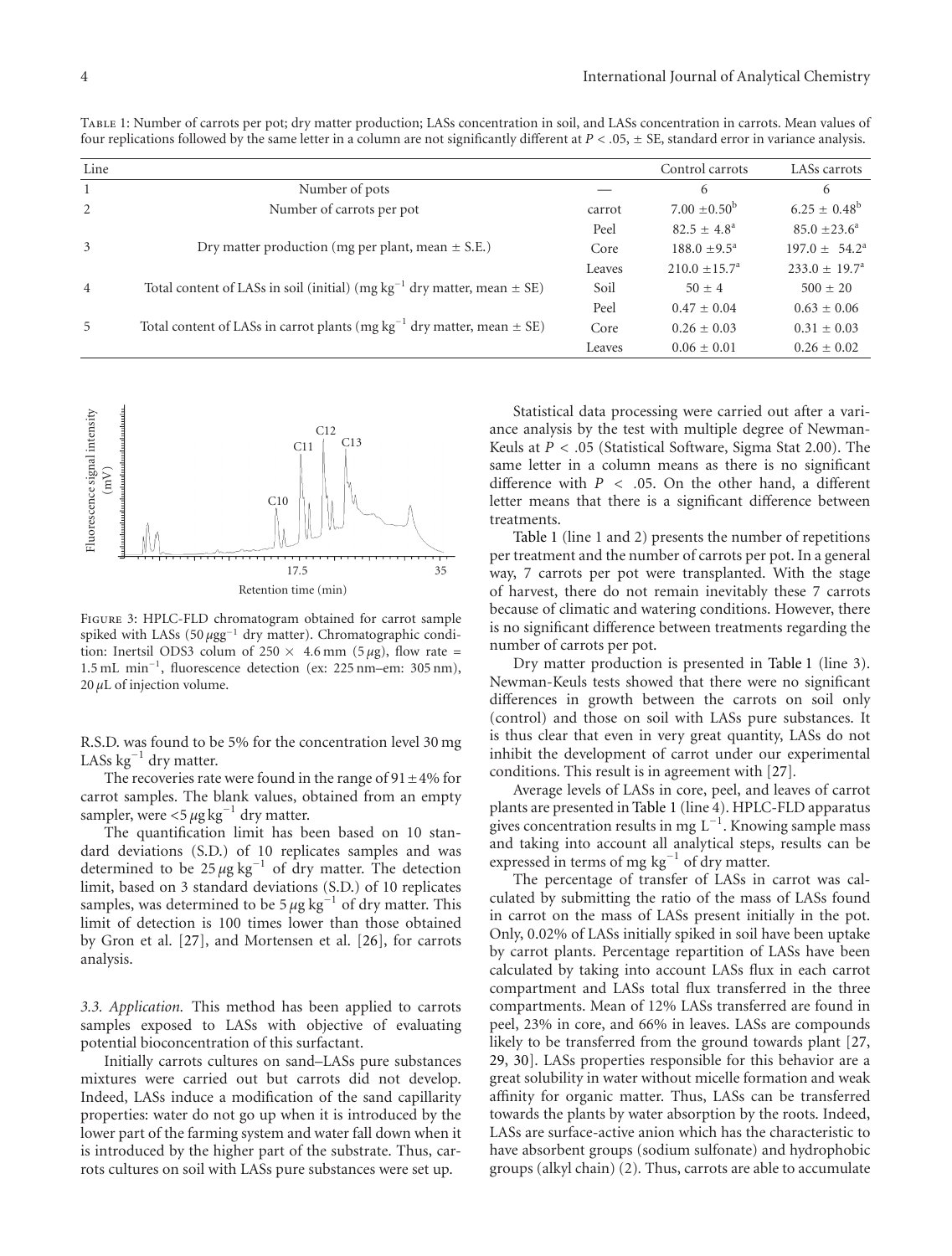Table 1: Number of carrots per pot; dry matter production; LASs concentration in soil, and LASs concentration in carrots. Mean values of four replications followed by the same letter in a column are not significantly different at $P < .05$, ± SE, standard error in variance analysis.

| Line | | | Control carrots | LASs carrots |
|---|---|---|---|---|
| 1 | Number of pots | — | 6 | 6 |
| 2 | Number of carrots per pot | carrot | $7.00 \pm 0.50^{b}$ | $6.25 \pm 0.48^{b}$ |
| | | Peel | $82.5 \pm 4.8^{a}$ | $85.0 \pm 23.6^{a}$ |
| 3 | Dry matter production (mg per plant, mean ± S.E.) | Core | $188.0 \pm 9.5^{a}$ | $197.0 \pm 54.2^{a}$ |
| | | Leaves | $210.0 \pm 15.7^{a}$ | $233.0 \pm 19.7^{a}$ |
| 4 | Total content of LASs in soil (initial) (mg kg$^{-1}$ dry matter, mean ± SE) | Soil | $50 \pm 4$ | $500 \pm 20$ |
| | | Peel | $0.47 \pm 0.04$ | $0.63 \pm 0.06$ |
| 5 | Total content of LASs in carrot plants (mg kg$^{-1}$ dry matter, mean ± SE) | Core | $0.26 \pm 0.03$ | $0.31 \pm 0.03$ |
| | | Leaves | $0.06 \pm 0.01$ | $0.26 \pm 0.02$ |

Figure 3: HPLC-FLD chromatogram obtained for carrot sample spiked with LASs (50 $\mu$gg$^{-1}$ dry matter). Chromatographic condition: Inertsil ODS3 colum of 250 × 4.6 mm (5 $\mu$g), flow rate = 1.5 mL min$^{-1}$, fluorescence detection (ex: 225 nm–em: 305 nm), 20 $\mu$L of injection volume.

R.S.D. was found to be 5% for the concentration level 30 mg LASs kg$^{-1}$ dry matter.

The recoveries rate were found in the range of $91 \pm 4$% for carrot samples. The blank values, obtained from an empty sampler, were $<5\,\mu$g kg$^{-1}$ dry matter.

The quantification limit has been based on 10 standard deviations (S.D.) of 10 replicates samples and was determined to be 25 $\mu$g kg$^{-1}$ of dry matter. The detection limit, based on 3 standard deviations (S.D.) of 10 replicates samples, was determined to be 5 $\mu$g kg$^{-1}$ of dry matter. This limit of detection is 100 times lower than those obtained by Gron et al. [27], and Mortensen et al. [26], for carrots analysis.

*3.3. Application.* This method has been applied to carrots samples exposed to LASs with objective of evaluating potential bioconcentration of this surfactant.

Initially carrots cultures on sand–LASs pure substances mixtures were carried out but carrots did not develop. Indeed, LASs induce a modification of the sand capillarity properties: water do not go up when it is introduced by the lower part of the farming system and water fall down when it is introduced by the higher part of the substrate. Thus, carrots cultures on soil with LASs pure substances were set up.

Statistical data processing were carried out after a variance analysis by the test with multiple degree of Newman-Keuls at $P < .05$ (Statistical Software, Sigma Stat 2.00). The same letter in a column means as there is no significant difference with $P < .05$. On the other hand, a different letter means that there is a significant difference between treatments.

Table 1 (line 1 and 2) presents the number of repetitions per treatment and the number of carrots per pot. In a general way, 7 carrots per pot were transplanted. With the stage of harvest, there do not remain inevitably these 7 carrots because of climatic and watering conditions. However, there is no significant difference between treatments regarding the number of carrots per pot.

Dry matter production is presented in Table 1 (line 3). Newman-Keuls tests showed that there were no significant differences in growth between the carrots on soil only (control) and those on soil with LASs pure substances. It is thus clear that even in very great quantity, LASs do not inhibit the development of carrot under our experimental conditions. This result is in agreement with [27].

Average levels of LASs in core, peel, and leaves of carrot plants are presented in Table 1 (line 4). HPLC-FLD apparatus gives concentration results in mg L$^{-1}$. Knowing sample mass and taking into account all analytical steps, results can be expressed in terms of mg kg$^{-1}$ of dry matter.

The percentage of transfer of LASs in carrot was calculated by submitting the ratio of the mass of LASs found in carrot on the mass of LASs present initially in the pot. Only, 0.02% of LASs initially spiked in soil have been uptake by carrot plants. Percentage repartition of LASs have been calculated by taking into account LASs flux in each carrot compartment and LASs total flux transferred in the three compartments. Mean of 12% LASs transferred are found in peel, 23% in core, and 66% in leaves. LASs are compounds likely to be transferred from the ground towards plant [27, 29, 30]. LASs properties responsible for this behavior are a great solubility in water without micelle formation and weak affinity for organic matter. Thus, LASs can be transferred towards the plants by water absorption by the roots. Indeed, LASs are surface-active anion which has the characteristic to have absorbent groups (sodium sulfonate) and hydrophobic groups (alkyl chain) (2). Thus, carrots are able to accumulate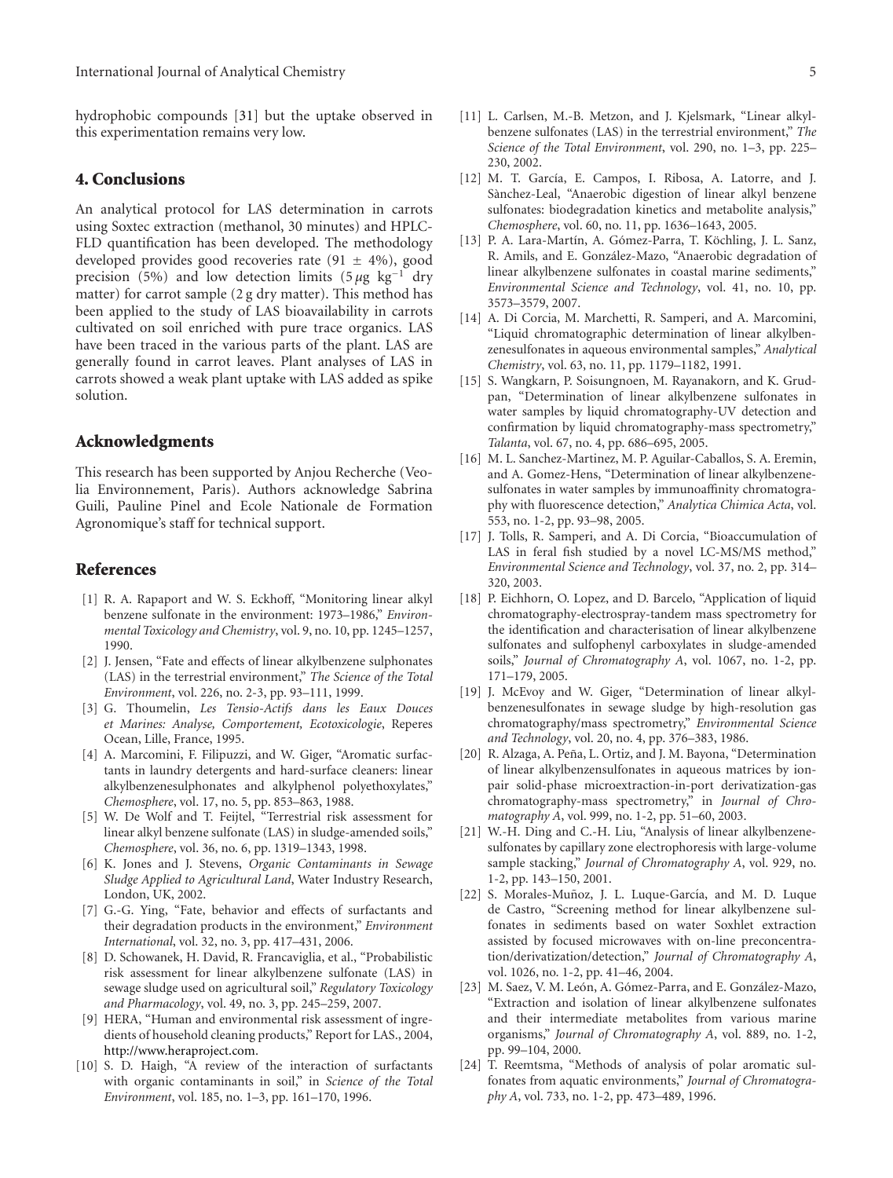hydrophobic compounds [31] but the uptake observed in this experimentation remains very low.

## 4. Conclusions

An analytical protocol for LAS determination in carrots using Soxtec extraction (methanol, 30 minutes) and HPLC-FLD quantification has been developed. The methodology developed provides good recoveries rate (91 ± 4%), good precision (5%) and low detection limits (5 $\mu$g kg$^{-1}$ dry matter) for carrot sample (2 g dry matter). This method has been applied to the study of LAS bioavailability in carrots cultivated on soil enriched with pure trace organics. LAS have been traced in the various parts of the plant. LAS are generally found in carrot leaves. Plant analyses of LAS in carrots showed a weak plant uptake with LAS added as spike solution.

## Acknowledgments

This research has been supported by Anjou Recherche (Veolia Environnement, Paris). Authors acknowledge Sabrina Guili, Pauline Pinel and Ecole Nationale de Formation Agronomique's staff for technical support.

## References

[1] R. A. Rapaport and W. S. Eckhoff, "Monitoring linear alkyl benzene sulfonate in the environment: 1973–1986," *Environmental Toxicology and Chemistry*, vol. 9, no. 10, pp. 1245–1257, 1990.

[2] J. Jensen, "Fate and effects of linear alkylbenzene sulphonates (LAS) in the terrestrial environment," *The Science of the Total Environment*, vol. 226, no. 2-3, pp. 93–111, 1999.

[3] G. Thoumelin, *Les Tensio-Actifs dans les Eaux Douces et Marines: Analyse, Comportement, Ecotoxicologie*, Reperes Ocean, Lille, France, 1995.

[4] A. Marcomini, F. Filipuzzi, and W. Giger, "Aromatic surfactants in laundry detergents and hard-surface cleaners: linear alkylbenzenesulphonates and alkylphenol polyethoxylates," *Chemosphere*, vol. 17, no. 5, pp. 853–863, 1988.

[5] W. De Wolf and T. Feijtel, "Terrestrial risk assessment for linear alkyl benzene sulfonate (LAS) in sludge-amended soils," *Chemosphere*, vol. 36, no. 6, pp. 1319–1343, 1998.

[6] K. Jones and J. Stevens, *Organic Contaminants in Sewage Sludge Applied to Agricultural Land*, Water Industry Research, London, UK, 2002.

[7] G.-G. Ying, "Fate, behavior and effects of surfactants and their degradation products in the environment," *Environment International*, vol. 32, no. 3, pp. 417–431, 2006.

[8] D. Schowanek, H. David, R. Francaviglia, et al., "Probabilistic risk assessment for linear alkylbenzene sulfonate (LAS) in sewage sludge used on agricultural soil," *Regulatory Toxicology and Pharmacology*, vol. 49, no. 3, pp. 245–259, 2007.

[9] HERA, "Human and environmental risk assessment of ingredients of household cleaning products," Report for LAS., 2004, http://www.heraproject.com.

[10] S. D. Haigh, "A review of the interaction of surfactants with organic contaminants in soil," in *Science of the Total Environment*, vol. 185, no. 1–3, pp. 161–170, 1996.

[11] L. Carlsen, M.-B. Metzon, and J. Kjelsmark, "Linear alkylbenzene sulfonates (LAS) in the terrestrial environment," *The Science of the Total Environment*, vol. 290, no. 1–3, pp. 225–230, 2002.

[12] M. T. García, E. Campos, I. Ribosa, A. Latorre, and J. Sànchez-Leal, "Anaerobic digestion of linear alkyl benzene sulfonates: biodegradation kinetics and metabolite analysis," *Chemosphere*, vol. 60, no. 11, pp. 1636–1643, 2005.

[13] P. A. Lara-Martín, A. Gómez-Parra, T. Köchling, J. L. Sanz, R. Amils, and E. González-Mazo, "Anaerobic degradation of linear alkylbenzene sulfonates in coastal marine sediments," *Environmental Science and Technology*, vol. 41, no. 10, pp. 3573–3579, 2007.

[14] A. Di Corcia, M. Marchetti, R. Samperi, and A. Marcomini, "Liquid chromatographic determination of linear alkylbenzenesulfonates in aqueous environmental samples," *Analytical Chemistry*, vol. 63, no. 11, pp. 1179–1182, 1991.

[15] S. Wangkarn, P. Soisungnoen, M. Rayanakorn, and K. Grudpan, "Determination of linear alkylbenzene sulfonates in water samples by liquid chromatography-UV detection and confirmation by liquid chromatography-mass spectrometry," *Talanta*, vol. 67, no. 4, pp. 686–695, 2005.

[16] M. L. Sanchez-Martinez, M. P. Aguilar-Caballos, S. A. Eremin, and A. Gomez-Hens, "Determination of linear alkylbenzenesulfonates in water samples by immunoaffinity chromatography with fluorescence detection," *Analytica Chimica Acta*, vol. 553, no. 1-2, pp. 93–98, 2005.

[17] J. Tolls, R. Samperi, and A. Di Corcia, "Bioaccumulation of LAS in feral fish studied by a novel LC-MS/MS method," *Environmental Science and Technology*, vol. 37, no. 2, pp. 314–320, 2003.

[18] P. Eichhorn, O. Lopez, and D. Barcelo, "Application of liquid chromatography-electrospray-tandem mass spectrometry for the identification and characterisation of linear alkylbenzene sulfonates and sulfophenyl carboxylates in sludge-amended soils," *Journal of Chromatography A*, vol. 1067, no. 1-2, pp. 171–179, 2005.

[19] J. McEvoy and W. Giger, "Determination of linear alkylbenzenesulfonates in sewage sludge by high-resolution gas chromatography/mass spectrometry," *Environmental Science and Technology*, vol. 20, no. 4, pp. 376–383, 1986.

[20] R. Alzaga, A. Peña, L. Ortiz, and J. M. Bayona, "Determination of linear alkylbenzensulfonates in aqueous matrices by ion-pair solid-phase microextraction-in-port derivatization-gas chromatography-mass spectrometry," in *Journal of Chromatography A*, vol. 999, no. 1-2, pp. 51–60, 2003.

[21] W.-H. Ding and C.-H. Liu, "Analysis of linear alkylbenzenesulfonates by capillary zone electrophoresis with large-volume sample stacking," *Journal of Chromatography A*, vol. 929, no. 1-2, pp. 143–150, 2001.

[22] S. Morales-Muñoz, J. L. Luque-García, and M. D. Luque de Castro, "Screening method for linear alkylbenzene sulfonates in sediments based on water Soxhlet extraction assisted by focused microwaves with on-line preconcentration/derivatization/detection," *Journal of Chromatography A*, vol. 1026, no. 1-2, pp. 41–46, 2004.

[23] M. Saez, V. M. León, A. Gómez-Parra, and E. González-Mazo, "Extraction and isolation of linear alkylbenzene sulfonates and their intermediate metabolites from various marine organisms," *Journal of Chromatography A*, vol. 889, no. 1-2, pp. 99–104, 2000.

[24] T. Reemtsma, "Methods of analysis of polar aromatic sulfonates from aquatic environments," *Journal of Chromatography A*, vol. 733, no. 1-2, pp. 473–489, 1996.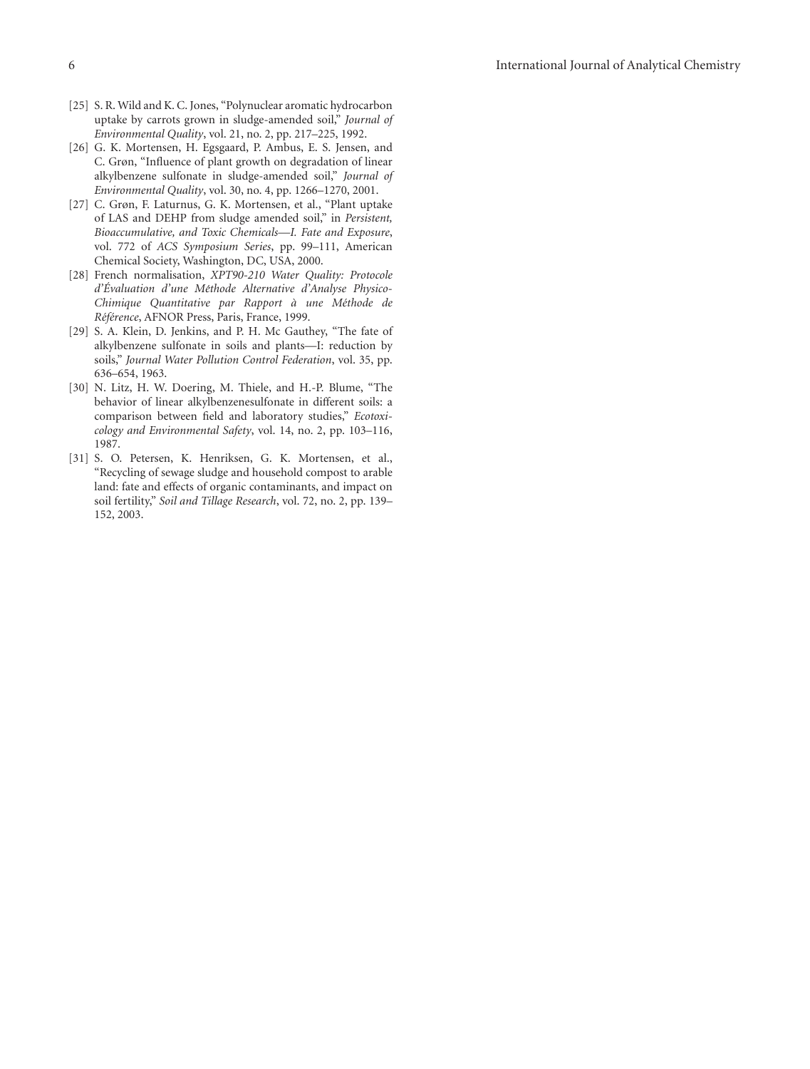[25] S. R. Wild and K. C. Jones, "Polynuclear aromatic hydrocarbon uptake by carrots grown in sludge-amended soil," *Journal of Environmental Quality*, vol. 21, no. 2, pp. 217–225, 1992.

[26] G. K. Mortensen, H. Egsgaard, P. Ambus, E. S. Jensen, and C. Grøn, "Influence of plant growth on degradation of linear alkylbenzene sulfonate in sludge-amended soil," *Journal of Environmental Quality*, vol. 30, no. 4, pp. 1266–1270, 2001.

[27] C. Grøn, F. Laturnus, G. K. Mortensen, et al., "Plant uptake of LAS and DEHP from sludge amended soil," in *Persistent, Bioaccumulative, and Toxic Chemicals—I. Fate and Exposure*, vol. 772 of *ACS Symposium Series*, pp. 99–111, American Chemical Society, Washington, DC, USA, 2000.

[28] French normalisation, *XPT90-210 Water Quality: Protocole d'Évaluation d'une Méthode Alternative d'Analyse Physico-Chimique Quantitative par Rapport à une Méthode de Référence*, AFNOR Press, Paris, France, 1999.

[29] S. A. Klein, D. Jenkins, and P. H. Mc Gauthey, "The fate of alkylbenzene sulfonate in soils and plants—I: reduction by soils," *Journal Water Pollution Control Federation*, vol. 35, pp. 636–654, 1963.

[30] N. Litz, H. W. Doering, M. Thiele, and H.-P. Blume, "The behavior of linear alkylbenzenesulfonate in different soils: a comparison between field and laboratory studies," *Ecotoxicology and Environmental Safety*, vol. 14, no. 2, pp. 103–116, 1987.

[31] S. O. Petersen, K. Henriksen, G. K. Mortensen, et al., "Recycling of sewage sludge and household compost to arable land: fate and effects of organic contaminants, and impact on soil fertility," *Soil and Tillage Research*, vol. 72, no. 2, pp. 139–152, 2003.